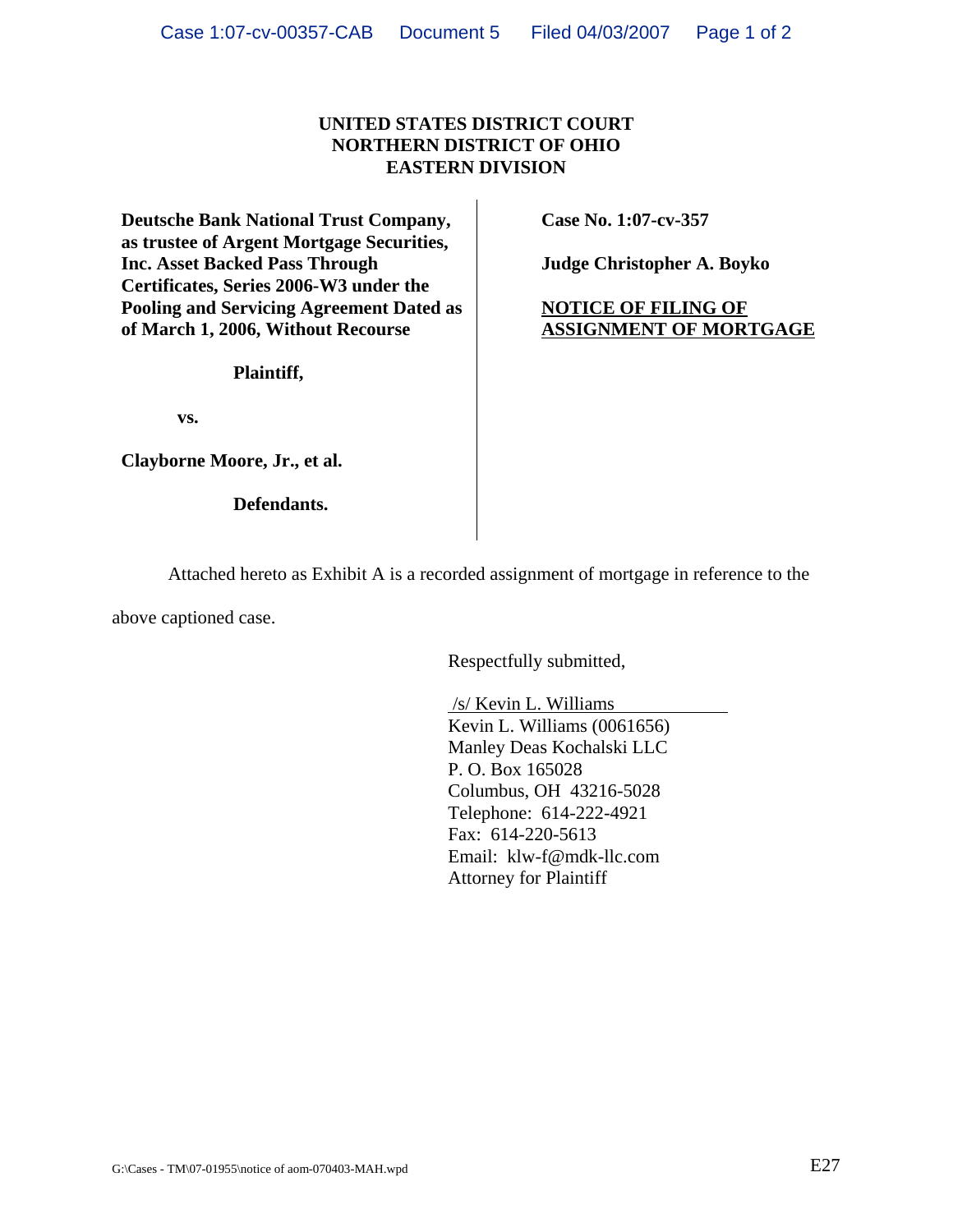**UNITED STATES DISTRICT COURT**
**NORTHERN DISTRICT OF OHIO**
**EASTERN DIVISION**

| | |
|---|---|
| **Deutsche Bank National Trust Company, as trustee of Argent Mortgage Securities, Inc. Asset Backed Pass Through Certificates, Series 2006-W3 under the Pooling and Servicing Agreement Dated as of March 1, 2006, Without Recourse** | **Case No. 1:07-cv-357** |
| **Plaintiff,** | **Judge Christopher A. Boyko** |
| **vs.** | **NOTICE OF FILING OF ASSIGNMENT OF MORTGAGE** |
| **Clayborne Moore, Jr., et al.** | |
| **Defendants.** | |

Attached hereto as Exhibit A is a recorded assignment of mortgage in reference to the above captioned case.

Respectfully submitted,

/s/ Kevin L. Williams
Kevin L. Williams (0061656)
Manley Deas Kochalski LLC
P. O. Box 165028
Columbus, OH 43216-5028
Telephone: 614-222-4921
Fax: 614-220-5613
Email: klw-f@mdk-llc.com
Attorney for Plaintiff

G:\Cases - TM\07-01955\notice of aom-070403-MAH.wpd

E27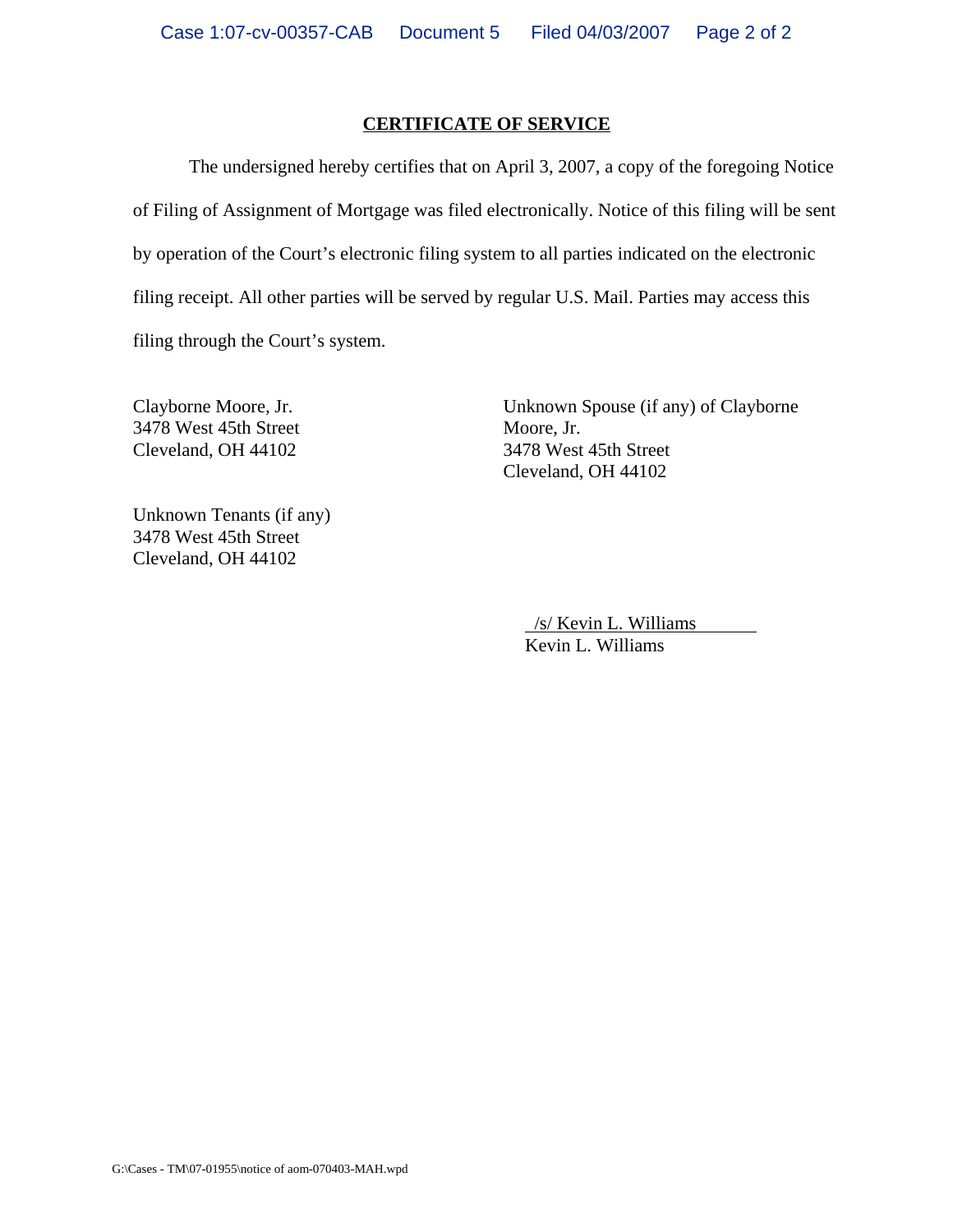## CERTIFICATE OF SERVICE

The undersigned hereby certifies that on April 3, 2007, a copy of the foregoing Notice of Filing of Assignment of Mortgage was filed electronically. Notice of this filing will be sent by operation of the Court's electronic filing system to all parties indicated on the electronic filing receipt. All other parties will be served by regular U.S. Mail. Parties may access this filing through the Court's system.

Clayborne Moore, Jr.
3478 West 45th Street
Cleveland, OH 44102

Unknown Spouse (if any) of Clayborne Moore, Jr.
3478 West 45th Street
Cleveland, OH 44102

Unknown Tenants (if any)
3478 West 45th Street
Cleveland, OH 44102

/s/ Kevin L. Williams
Kevin L. Williams

G:\Cases - TM\07-01955\notice of aom-070403-MAH.wpd